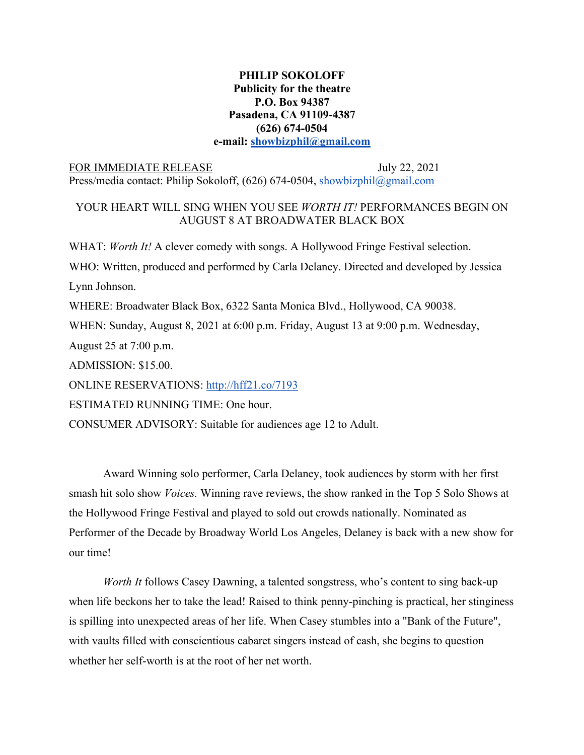**PHILIP SOKOLOFF**
**Publicity for the theatre**
**P.O. Box 94387**
**Pasadena, CA 91109-4387**
**(626) 674-0504**
**e-mail: showbizphil@gmail.com**

FOR IMMEDIATE RELEASE July 22, 2021
Press/media contact: Philip Sokoloff, (626) 674-0504, showbizphil@gmail.com

YOUR HEART WILL SING WHEN YOU SEE *WORTH IT!* PERFORMANCES BEGIN ON AUGUST 8 AT BROADWATER BLACK BOX

WHAT: *Worth It!* A clever comedy with songs. A Hollywood Fringe Festival selection.

WHO: Written, produced and performed by Carla Delaney. Directed and developed by Jessica Lynn Johnson.

WHERE: Broadwater Black Box, 6322 Santa Monica Blvd., Hollywood, CA 90038.

WHEN: Sunday, August 8, 2021 at 6:00 p.m. Friday, August 13 at 9:00 p.m. Wednesday, August 25 at 7:00 p.m.

ADMISSION: $15.00.

ONLINE RESERVATIONS: http://hff21.co/7193

ESTIMATED RUNNING TIME: One hour.

CONSUMER ADVISORY: Suitable for audiences age 12 to Adult.

Award Winning solo performer, Carla Delaney, took audiences by storm with her first smash hit solo show *Voices.* Winning rave reviews, the show ranked in the Top 5 Solo Shows at the Hollywood Fringe Festival and played to sold out crowds nationally. Nominated as Performer of the Decade by Broadway World Los Angeles, Delaney is back with a new show for our time!

*Worth It* follows Casey Dawning, a talented songstress, who's content to sing back-up when life beckons her to take the lead! Raised to think penny-pinching is practical, her stinginess is spilling into unexpected areas of her life. When Casey stumbles into a "Bank of the Future", with vaults filled with conscientious cabaret singers instead of cash, she begins to question whether her self-worth is at the root of her net worth.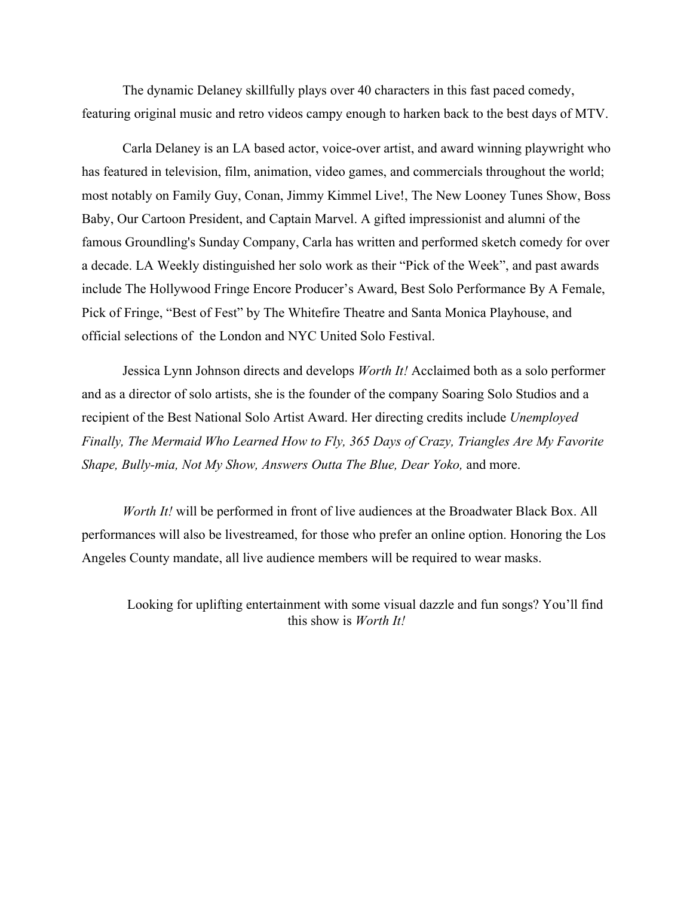The dynamic Delaney skillfully plays over 40 characters in this fast paced comedy, featuring original music and retro videos campy enough to harken back to the best days of MTV.

Carla Delaney is an LA based actor, voice-over artist, and award winning playwright who has featured in television, film, animation, video games, and commercials throughout the world; most notably on Family Guy, Conan, Jimmy Kimmel Live!, The New Looney Tunes Show, Boss Baby, Our Cartoon President, and Captain Marvel. A gifted impressionist and alumni of the famous Groundling's Sunday Company, Carla has written and performed sketch comedy for over a decade. LA Weekly distinguished her solo work as their "Pick of the Week", and past awards include The Hollywood Fringe Encore Producer's Award, Best Solo Performance By A Female, Pick of Fringe, "Best of Fest" by The Whitefire Theatre and Santa Monica Playhouse, and official selections of the London and NYC United Solo Festival.

Jessica Lynn Johnson directs and develops *Worth It!* Acclaimed both as a solo performer and as a director of solo artists, she is the founder of the company Soaring Solo Studios and a recipient of the Best National Solo Artist Award. Her directing credits include *Unemployed Finally, The Mermaid Who Learned How to Fly, 365 Days of Crazy, Triangles Are My Favorite Shape, Bully-mia, Not My Show, Answers Outta The Blue, Dear Yoko,* and more.

*Worth It!* will be performed in front of live audiences at the Broadwater Black Box. All performances will also be livestreamed, for those who prefer an online option. Honoring the Los Angeles County mandate, all live audience members will be required to wear masks.

Looking for uplifting entertainment with some visual dazzle and fun songs? You'll find this show is *Worth It!*